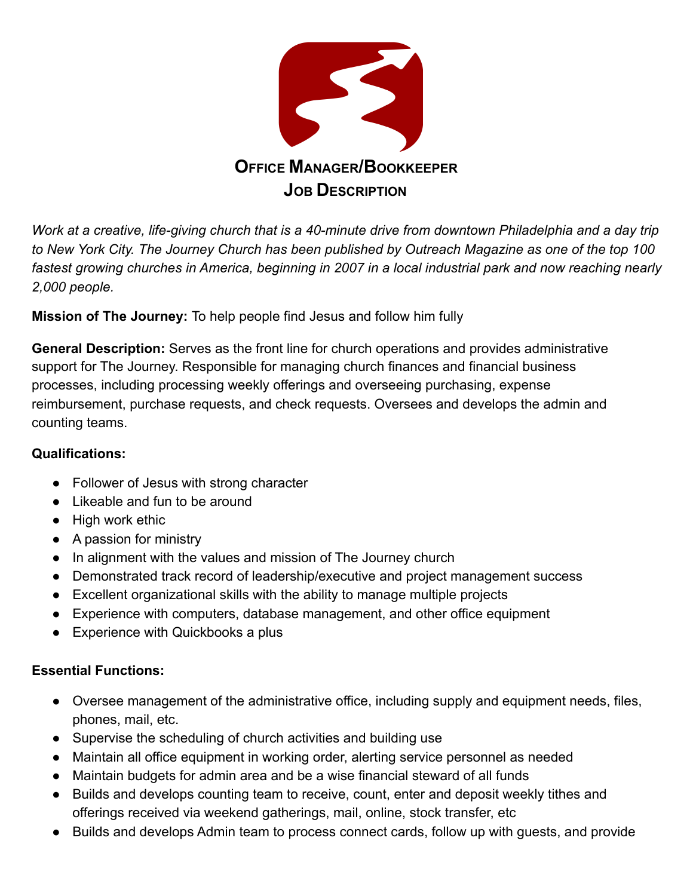# Office Manager/Bookkeeper
# Job Description

*Work at a creative, life-giving church that is a 40-minute drive from downtown Philadelphia and a day trip to New York City. The Journey Church has been published by Outreach Magazine as one of the top 100 fastest growing churches in America, beginning in 2007 in a local industrial park and now reaching nearly 2,000 people.*

**Mission of The Journey:** To help people find Jesus and follow him fully

**General Description:** Serves as the front line for church operations and provides administrative support for The Journey. Responsible for managing church finances and financial business processes, including processing weekly offerings and overseeing purchasing, expense reimbursement, purchase requests, and check requests. Oversees and develops the admin and counting teams.

**Qualifications:**

- Follower of Jesus with strong character
- Likeable and fun to be around
- High work ethic
- A passion for ministry
- In alignment with the values and mission of The Journey church
- Demonstrated track record of leadership/executive and project management success
- Excellent organizational skills with the ability to manage multiple projects
- Experience with computers, database management, and other office equipment
- Experience with Quickbooks a plus

**Essential Functions:**

- Oversee management of the administrative office, including supply and equipment needs, files, phones, mail, etc.
- Supervise the scheduling of church activities and building use
- Maintain all office equipment in working order, alerting service personnel as needed
- Maintain budgets for admin area and be a wise financial steward of all funds
- Builds and develops counting team to receive, count, enter and deposit weekly tithes and offerings received via weekend gatherings, mail, online, stock transfer, etc
- Builds and develops Admin team to process connect cards, follow up with guests, and provide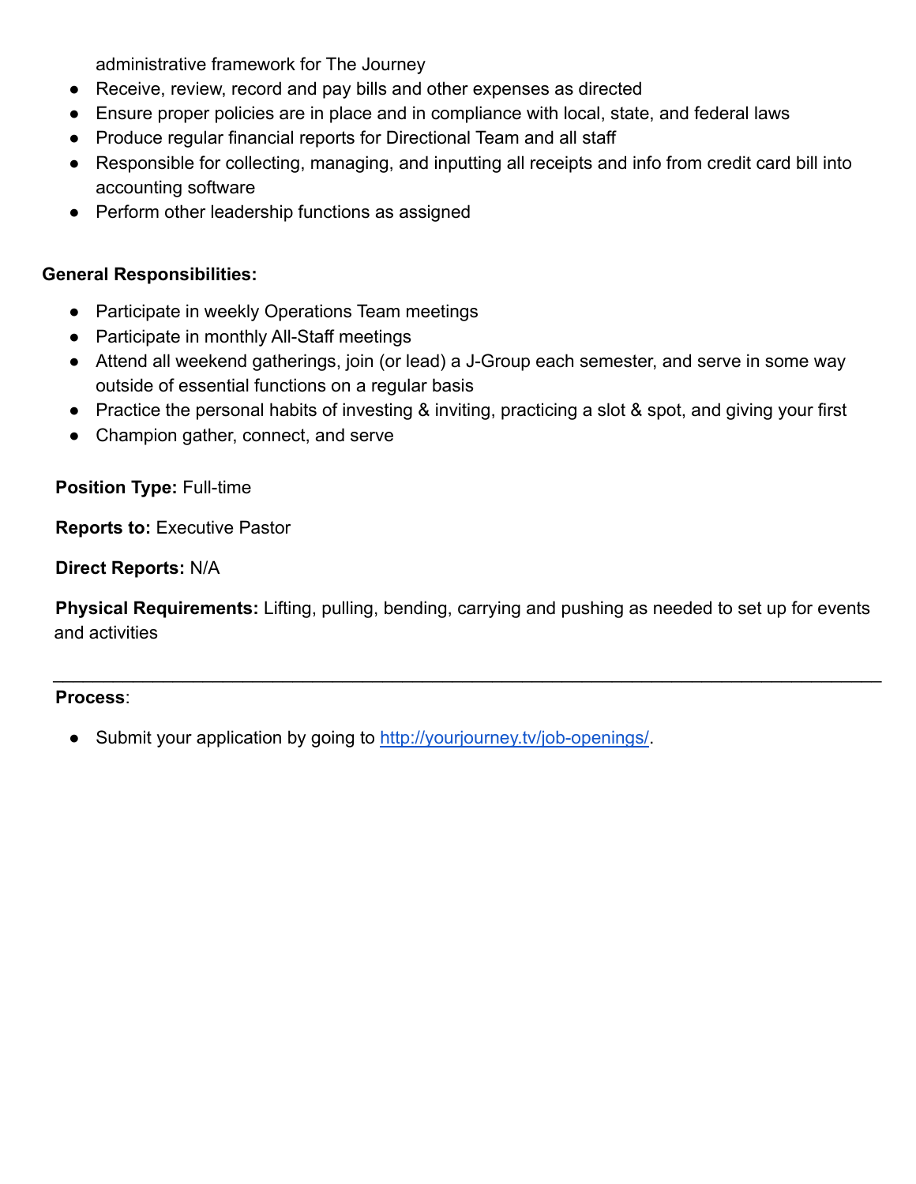administrative framework for The Journey
- Receive, review, record and pay bills and other expenses as directed
- Ensure proper policies are in place and in compliance with local, state, and federal laws
- Produce regular financial reports for Directional Team and all staff
- Responsible for collecting, managing, and inputting all receipts and info from credit card bill into accounting software
- Perform other leadership functions as assigned

**General Responsibilities:**

- Participate in weekly Operations Team meetings
- Participate in monthly All-Staff meetings
- Attend all weekend gatherings, join (or lead) a J-Group each semester, and serve in some way outside of essential functions on a regular basis
- Practice the personal habits of investing & inviting, practicing a slot & spot, and giving your first
- Champion gather, connect, and serve

**Position Type:** Full-time

**Reports to:** Executive Pastor

**Direct Reports:** N/A

**Physical Requirements:** Lifting, pulling, bending, carrying and pushing as needed to set up for events and activities

---

**Process**:

- Submit your application by going to [http://yourjourney.tv/job-openings/](http://yourjourney.tv/job-openings/).